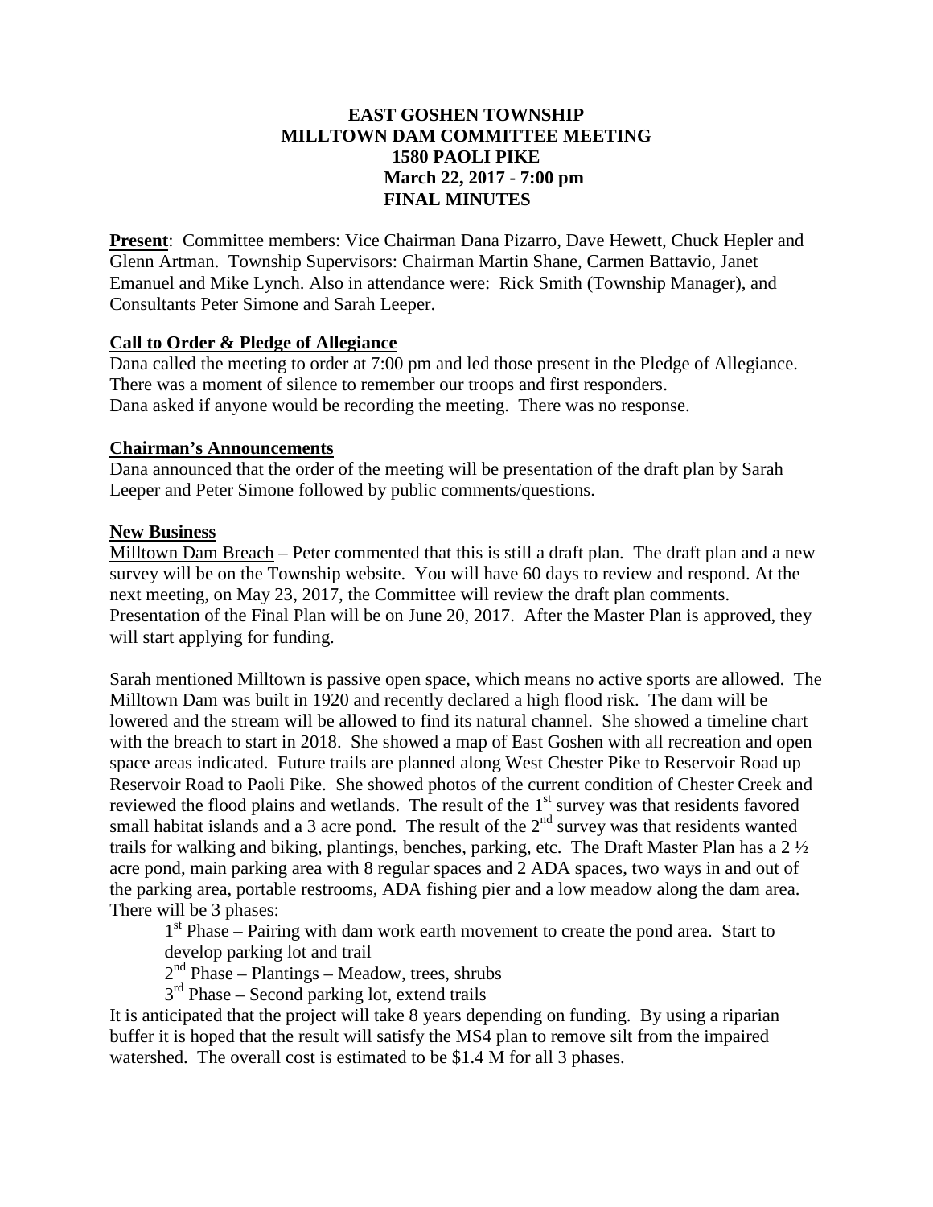# EAST GOSHEN TOWNSHIP
## MILLTOWN DAM COMMITTEE MEETING
### 1580 PAOLI PIKE
### March 22, 2017 - 7:00 pm
### FINAL MINUTES

**Present**: Committee members: Vice Chairman Dana Pizarro, Dave Hewett, Chuck Hepler and Glenn Artman. Township Supervisors: Chairman Martin Shane, Carmen Battavio, Janet Emanuel and Mike Lynch. Also in attendance were: Rick Smith (Township Manager), and Consultants Peter Simone and Sarah Leeper.

**Call to Order & Pledge of Allegiance**

Dana called the meeting to order at 7:00 pm and led those present in the Pledge of Allegiance. There was a moment of silence to remember our troops and first responders.
Dana asked if anyone would be recording the meeting. There was no response.

**Chairman's Announcements**

Dana announced that the order of the meeting will be presentation of the draft plan by Sarah Leeper and Peter Simone followed by public comments/questions.

**New Business**

Milltown Dam Breach – Peter commented that this is still a draft plan. The draft plan and a new survey will be on the Township website. You will have 60 days to review and respond. At the next meeting, on May 23, 2017, the Committee will review the draft plan comments. Presentation of the Final Plan will be on June 20, 2017. After the Master Plan is approved, they will start applying for funding.

Sarah mentioned Milltown is passive open space, which means no active sports are allowed. The Milltown Dam was built in 1920 and recently declared a high flood risk. The dam will be lowered and the stream will be allowed to find its natural channel. She showed a timeline chart with the breach to start in 2018. She showed a map of East Goshen with all recreation and open space areas indicated. Future trails are planned along West Chester Pike to Reservoir Road up Reservoir Road to Paoli Pike. She showed photos of the current condition of Chester Creek and reviewed the flood plains and wetlands. The result of the 1st survey was that residents favored small habitat islands and a 3 acre pond. The result of the 2nd survey was that residents wanted trails for walking and biking, plantings, benches, parking, etc. The Draft Master Plan has a 2 ½ acre pond, main parking area with 8 regular spaces and 2 ADA spaces, two ways in and out of the parking area, portable restrooms, ADA fishing pier and a low meadow along the dam area. There will be 3 phases:

- 1st Phase – Pairing with dam work earth movement to create the pond area. Start to develop parking lot and trail
- 2nd Phase – Plantings – Meadow, trees, shrubs
- 3rd Phase – Second parking lot, extend trails

It is anticipated that the project will take 8 years depending on funding. By using a riparian buffer it is hoped that the result will satisfy the MS4 plan to remove silt from the impaired watershed. The overall cost is estimated to be $1.4 M for all 3 phases.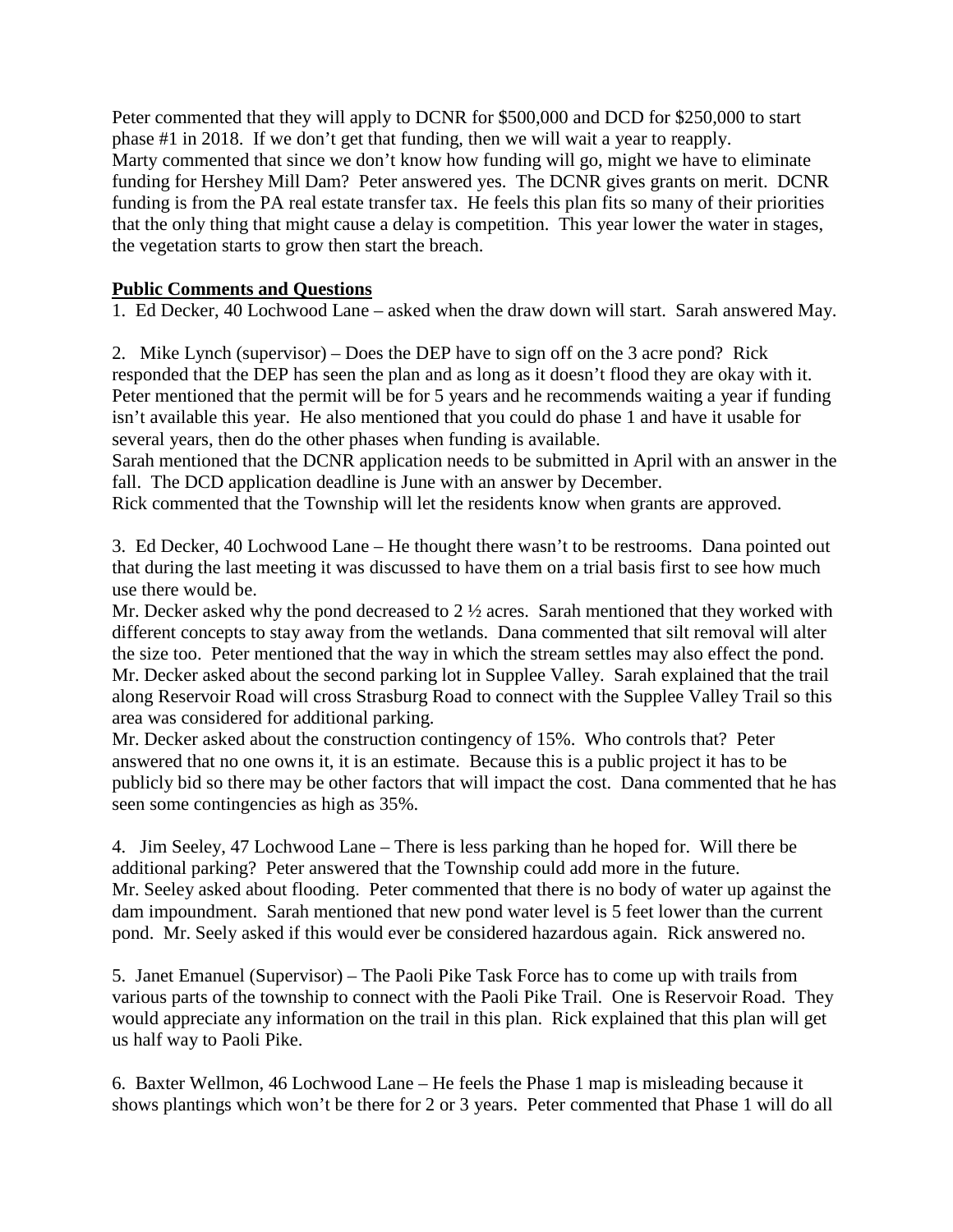Peter commented that they will apply to DCNR for \$500,000 and DCD for \$250,000 to start phase #1 in 2018. If we don't get that funding, then we will wait a year to reapply.
Marty commented that since we don't know how funding will go, might we have to eliminate funding for Hershey Mill Dam? Peter answered yes. The DCNR gives grants on merit. DCNR funding is from the PA real estate transfer tax. He feels this plan fits so many of their priorities that the only thing that might cause a delay is competition. This year lower the water in stages, the vegetation starts to grow then start the breach.

**Public Comments and Questions**

1. Ed Decker, 40 Lochwood Lane – asked when the draw down will start. Sarah answered May.

2. Mike Lynch (supervisor) – Does the DEP have to sign off on the 3 acre pond? Rick responded that the DEP has seen the plan and as long as it doesn't flood they are okay with it. Peter mentioned that the permit will be for 5 years and he recommends waiting a year if funding isn't available this year. He also mentioned that you could do phase 1 and have it usable for several years, then do the other phases when funding is available.
Sarah mentioned that the DCNR application needs to be submitted in April with an answer in the fall. The DCD application deadline is June with an answer by December.
Rick commented that the Township will let the residents know when grants are approved.

3. Ed Decker, 40 Lochwood Lane – He thought there wasn't to be restrooms. Dana pointed out that during the last meeting it was discussed to have them on a trial basis first to see how much use there would be.
Mr. Decker asked why the pond decreased to 2 ½ acres. Sarah mentioned that they worked with different concepts to stay away from the wetlands. Dana commented that silt removal will alter the size too. Peter mentioned that the way in which the stream settles may also effect the pond.
Mr. Decker asked about the second parking lot in Supplee Valley. Sarah explained that the trail along Reservoir Road will cross Strasburg Road to connect with the Supplee Valley Trail so this area was considered for additional parking.
Mr. Decker asked about the construction contingency of 15%. Who controls that? Peter answered that no one owns it, it is an estimate. Because this is a public project it has to be publicly bid so there may be other factors that will impact the cost. Dana commented that he has seen some contingencies as high as 35%.

4. Jim Seeley, 47 Lochwood Lane – There is less parking than he hoped for. Will there be additional parking? Peter answered that the Township could add more in the future.
Mr. Seeley asked about flooding. Peter commented that there is no body of water up against the dam impoundment. Sarah mentioned that new pond water level is 5 feet lower than the current pond. Mr. Seely asked if this would ever be considered hazardous again. Rick answered no.

5. Janet Emanuel (Supervisor) – The Paoli Pike Task Force has to come up with trails from various parts of the township to connect with the Paoli Pike Trail. One is Reservoir Road. They would appreciate any information on the trail in this plan. Rick explained that this plan will get us half way to Paoli Pike.

6. Baxter Wellmon, 46 Lochwood Lane – He feels the Phase 1 map is misleading because it shows plantings which won't be there for 2 or 3 years. Peter commented that Phase 1 will do all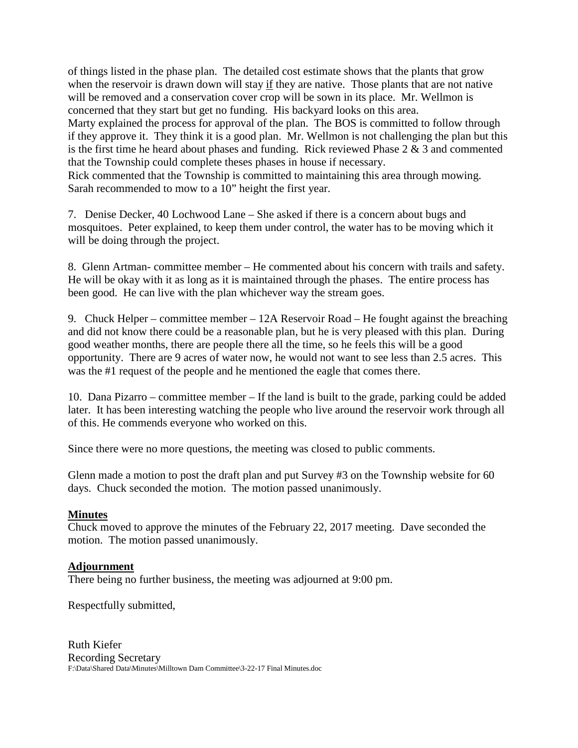of things listed in the phase plan. The detailed cost estimate shows that the plants that grow when the reservoir is drawn down will stay <u>if</u> they are native. Those plants that are not native will be removed and a conservation cover crop will be sown in its place. Mr. Wellmon is concerned that they start but get no funding. His backyard looks on this area.
Marty explained the process for approval of the plan. The BOS is committed to follow through if they approve it. They think it is a good plan. Mr. Wellmon is not challenging the plan but this is the first time he heard about phases and funding. Rick reviewed Phase 2 & 3 and commented that the Township could complete theses phases in house if necessary.
Rick commented that the Township is committed to maintaining this area through mowing. Sarah recommended to mow to a 10" height the first year.

7. Denise Decker, 40 Lochwood Lane – She asked if there is a concern about bugs and mosquitoes. Peter explained, to keep them under control, the water has to be moving which it will be doing through the project.

8. Glenn Artman- committee member – He commented about his concern with trails and safety. He will be okay with it as long as it is maintained through the phases. The entire process has been good. He can live with the plan whichever way the stream goes.

9. Chuck Helper – committee member – 12A Reservoir Road – He fought against the breaching and did not know there could be a reasonable plan, but he is very pleased with this plan. During good weather months, there are people there all the time, so he feels this will be a good opportunity. There are 9 acres of water now, he would not want to see less than 2.5 acres. This was the #1 request of the people and he mentioned the eagle that comes there.

10. Dana Pizarro – committee member – If the land is built to the grade, parking could be added later. It has been interesting watching the people who live around the reservoir work through all of this. He commends everyone who worked on this.

Since there were no more questions, the meeting was closed to public comments.

Glenn made a motion to post the draft plan and put Survey #3 on the Township website for 60 days. Chuck seconded the motion. The motion passed unanimously.

**<u>Minutes</u>**
Chuck moved to approve the minutes of the February 22, 2017 meeting. Dave seconded the motion. The motion passed unanimously.

**<u>Adjournment</u>**
There being no further business, the meeting was adjourned at 9:00 pm.

Respectfully submitted,

Ruth Kiefer
Recording Secretary
F:\Data\Shared Data\Minutes\Milltown Dam Committee\3-22-17 Final Minutes.doc